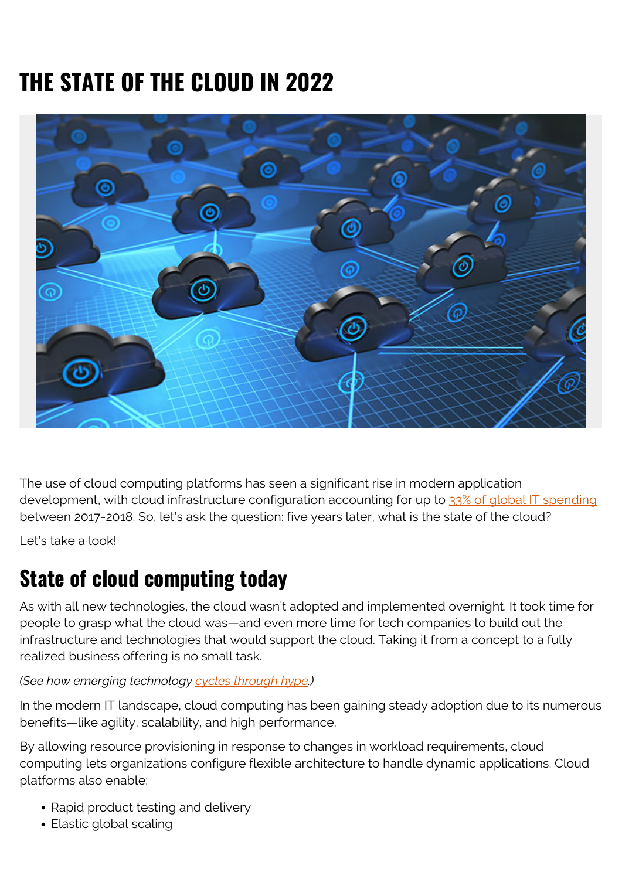# THE STATE OF THE CLOUD IN 2022

The use of cloud computing platforms has seen a significant rise in modern application development, with cloud infrastructure configuration accounting for up to 33% of global IT spending between 2017-2018. So, let's ask the question: five years later, what is the state of the cloud?

Let's take a look!

## State of cloud computing today

As with all new technologies, the cloud wasn't adopted and implemented overnight. It took time for people to grasp what the cloud was—and even more time for tech companies to build out the infrastructure and technologies that would support the cloud. Taking it from a concept to a fully realized business offering is no small task.

*(See how emerging technology cycles through hype.)*

In the modern IT landscape, cloud computing has been gaining steady adoption due to its numerous benefits—like agility, scalability, and high performance.

By allowing resource provisioning in response to changes in workload requirements, cloud computing lets organizations configure flexible architecture to handle dynamic applications. Cloud platforms also enable:

- Rapid product testing and delivery
- Elastic global scaling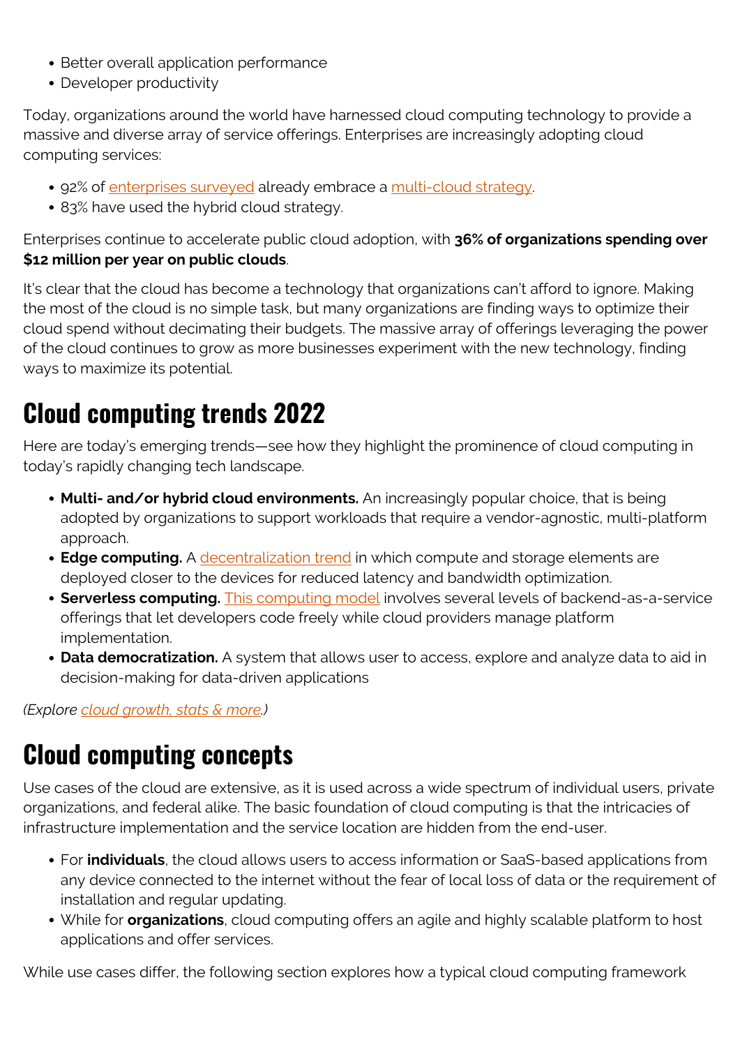- Better overall application performance
- Developer productivity

Today, organizations around the world have harnessed cloud computing technology to provide a massive and diverse array of service offerings. Enterprises are increasingly adopting cloud computing services:

- 92% of enterprises surveyed already embrace a multi-cloud strategy.
- 83% have used the hybrid cloud strategy.

Enterprises continue to accelerate public cloud adoption, with **36% of organizations spending over $12 million per year on public clouds**.

It's clear that the cloud has become a technology that organizations can't afford to ignore. Making the most of the cloud is no simple task, but many organizations are finding ways to optimize their cloud spend without decimating their budgets. The massive array of offerings leveraging the power of the cloud continues to grow as more businesses experiment with the new technology, finding ways to maximize its potential.

## Cloud computing trends 2022

Here are today's emerging trends—see how they highlight the prominence of cloud computing in today's rapidly changing tech landscape.

- **Multi- and/or hybrid cloud environments.** An increasingly popular choice, that is being adopted by organizations to support workloads that require a vendor-agnostic, multi-platform approach.
- **Edge computing.** A decentralization trend in which compute and storage elements are deployed closer to the devices for reduced latency and bandwidth optimization.
- **Serverless computing.** This computing model involves several levels of backend-as-a-service offerings that let developers code freely while cloud providers manage platform implementation.
- **Data democratization.** A system that allows user to access, explore and analyze data to aid in decision-making for data-driven applications

*(Explore cloud growth, stats & more.)*

## Cloud computing concepts

Use cases of the cloud are extensive, as it is used across a wide spectrum of individual users, private organizations, and federal alike. The basic foundation of cloud computing is that the intricacies of infrastructure implementation and the service location are hidden from the end-user.

- For **individuals**, the cloud allows users to access information or SaaS-based applications from any device connected to the internet without the fear of local loss of data or the requirement of installation and regular updating.
- While for **organizations**, cloud computing offers an agile and highly scalable platform to host applications and offer services.

While use cases differ, the following section explores how a typical cloud computing framework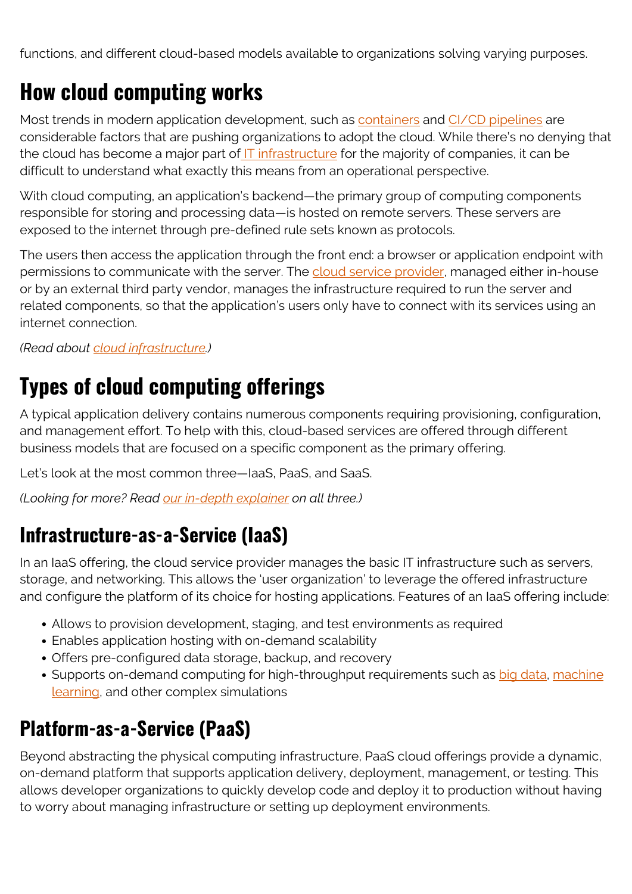functions, and different cloud-based models available to organizations solving varying purposes.

## How cloud computing works

Most trends in modern application development, such as containers and CI/CD pipelines are considerable factors that are pushing organizations to adopt the cloud. While there's no denying that the cloud has become a major part of IT infrastructure for the majority of companies, it can be difficult to understand what exactly this means from an operational perspective.

With cloud computing, an application's backend—the primary group of computing components responsible for storing and processing data—is hosted on remote servers. These servers are exposed to the internet through pre-defined rule sets known as protocols.

The users then access the application through the front end: a browser or application endpoint with permissions to communicate with the server. The cloud service provider, managed either in-house or by an external third party vendor, manages the infrastructure required to run the server and related components, so that the application's users only have to connect with its services using an internet connection.

*(Read about cloud infrastructure.)*

## Types of cloud computing offerings

A typical application delivery contains numerous components requiring provisioning, configuration, and management effort. To help with this, cloud-based services are offered through different business models that are focused on a specific component as the primary offering.

Let's look at the most common three—IaaS, PaaS, and SaaS.

*(Looking for more? Read our in-depth explainer on all three.)*

### Infrastructure-as-a-Service (IaaS)

In an IaaS offering, the cloud service provider manages the basic IT infrastructure such as servers, storage, and networking. This allows the 'user organization' to leverage the offered infrastructure and configure the platform of its choice for hosting applications. Features of an IaaS offering include:

- Allows to provision development, staging, and test environments as required
- Enables application hosting with on-demand scalability
- Offers pre-configured data storage, backup, and recovery
- Supports on-demand computing for high-throughput requirements such as big data, machine learning, and other complex simulations

### Platform-as-a-Service (PaaS)

Beyond abstracting the physical computing infrastructure, PaaS cloud offerings provide a dynamic, on-demand platform that supports application delivery, deployment, management, or testing. This allows developer organizations to quickly develop code and deploy it to production without having to worry about managing infrastructure or setting up deployment environments.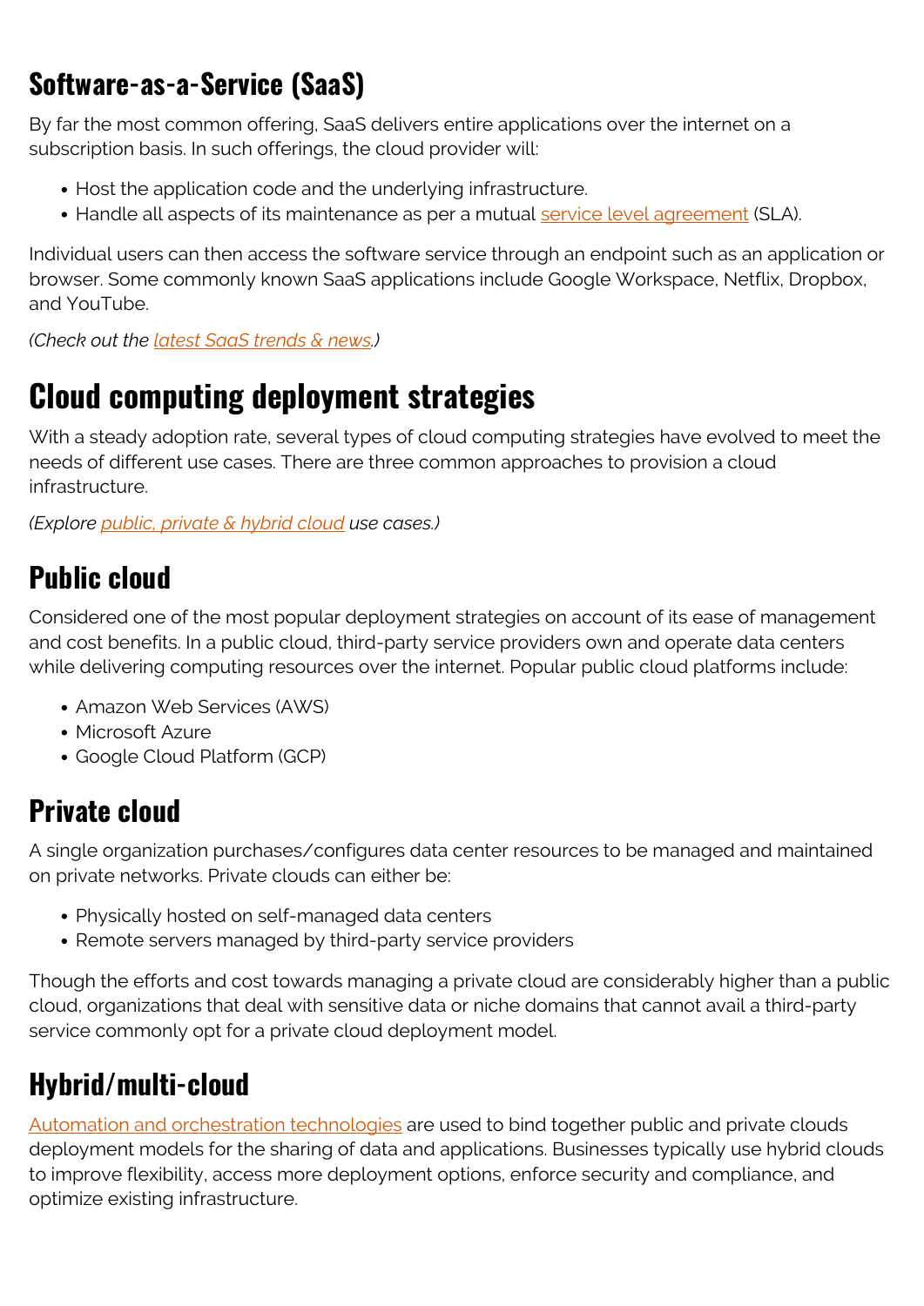## Software-as-a-Service (SaaS)

By far the most common offering, SaaS delivers entire applications over the internet on a subscription basis. In such offerings, the cloud provider will:

- Host the application code and the underlying infrastructure.
- Handle all aspects of its maintenance as per a mutual service level agreement (SLA).

Individual users can then access the software service through an endpoint such as an application or browser. Some commonly known SaaS applications include Google Workspace, Netflix, Dropbox, and YouTube.

*(Check out the latest SaaS trends & news.)*

# Cloud computing deployment strategies

With a steady adoption rate, several types of cloud computing strategies have evolved to meet the needs of different use cases. There are three common approaches to provision a cloud infrastructure.

*(Explore public, private & hybrid cloud use cases.)*

## Public cloud

Considered one of the most popular deployment strategies on account of its ease of management and cost benefits. In a public cloud, third-party service providers own and operate data centers while delivering computing resources over the internet. Popular public cloud platforms include:

- Amazon Web Services (AWS)
- Microsoft Azure
- Google Cloud Platform (GCP)

## Private cloud

A single organization purchases/configures data center resources to be managed and maintained on private networks. Private clouds can either be:

- Physically hosted on self-managed data centers
- Remote servers managed by third-party service providers

Though the efforts and cost towards managing a private cloud are considerably higher than a public cloud, organizations that deal with sensitive data or niche domains that cannot avail a third-party service commonly opt for a private cloud deployment model.

## Hybrid/multi-cloud

Automation and orchestration technologies are used to bind together public and private clouds deployment models for the sharing of data and applications. Businesses typically use hybrid clouds to improve flexibility, access more deployment options, enforce security and compliance, and optimize existing infrastructure.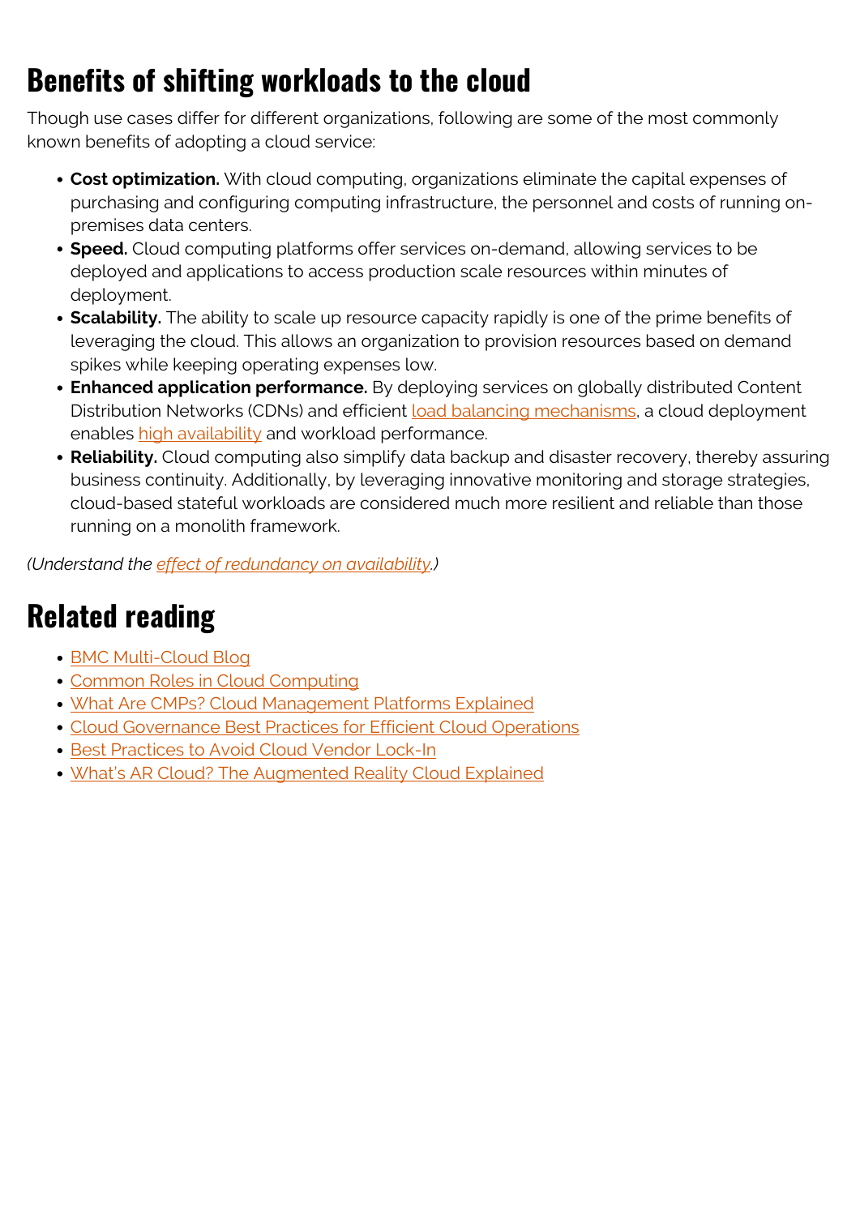## Benefits of shifting workloads to the cloud

Though use cases differ for different organizations, following are some of the most commonly known benefits of adopting a cloud service:

- **Cost optimization.** With cloud computing, organizations eliminate the capital expenses of purchasing and configuring computing infrastructure, the personnel and costs of running on-premises data centers.
- **Speed.** Cloud computing platforms offer services on-demand, allowing services to be deployed and applications to access production scale resources within minutes of deployment.
- **Scalability.** The ability to scale up resource capacity rapidly is one of the prime benefits of leveraging the cloud. This allows an organization to provision resources based on demand spikes while keeping operating expenses low.
- **Enhanced application performance.** By deploying services on globally distributed Content Distribution Networks (CDNs) and efficient load balancing mechanisms, a cloud deployment enables high availability and workload performance.
- **Reliability.** Cloud computing also simplify data backup and disaster recovery, thereby assuring business continuity. Additionally, by leveraging innovative monitoring and storage strategies, cloud-based stateful workloads are considered much more resilient and reliable than those running on a monolith framework.

*(Understand the effect of redundancy on availability.)*

## Related reading

- BMC Multi-Cloud Blog
- Common Roles in Cloud Computing
- What Are CMPs? Cloud Management Platforms Explained
- Cloud Governance Best Practices for Efficient Cloud Operations
- Best Practices to Avoid Cloud Vendor Lock-In
- What's AR Cloud? The Augmented Reality Cloud Explained